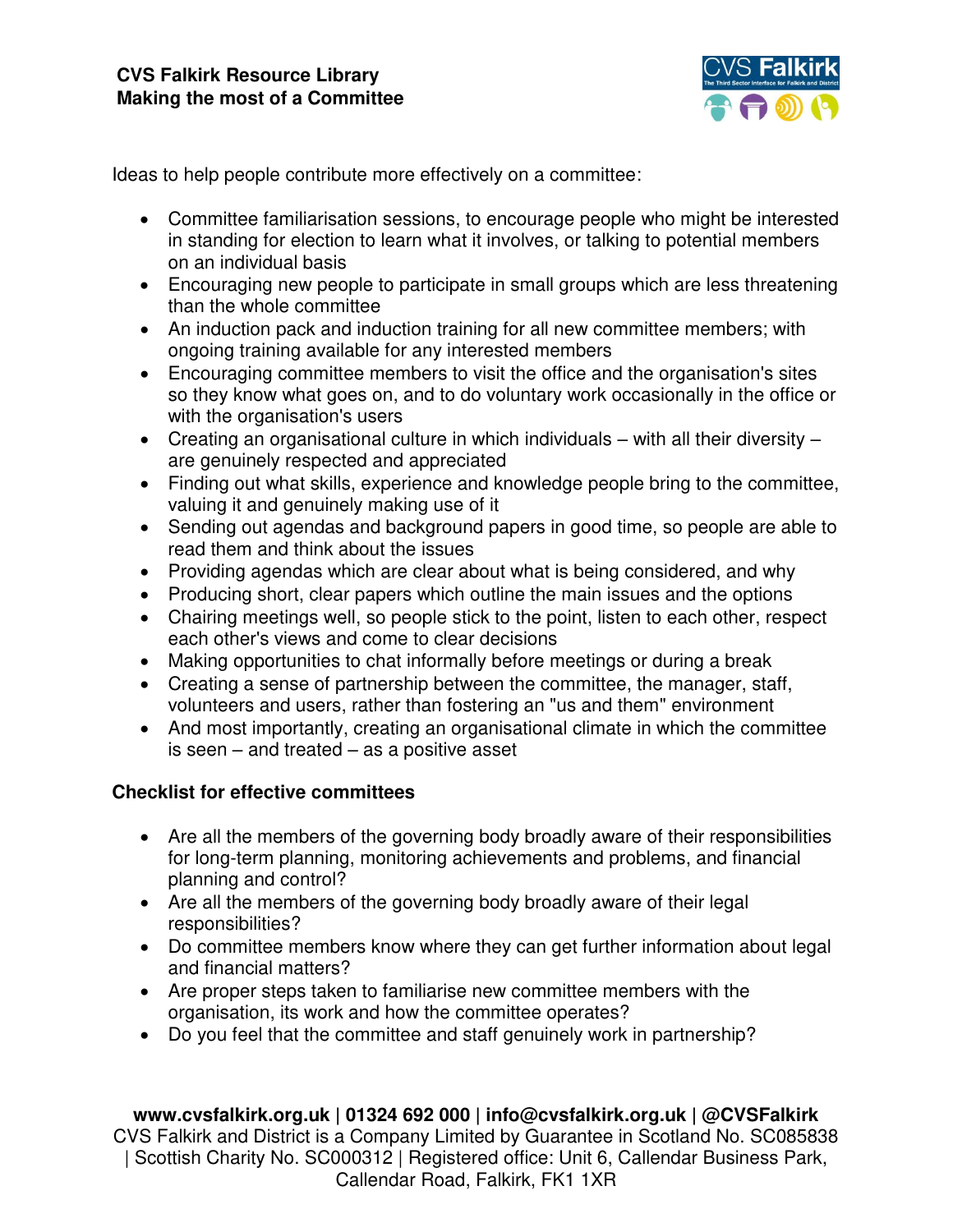**CVS Falkirk Resource Library**
**Making the most of a Committee**

Ideas to help people contribute more effectively on a committee:

- Committee familiarisation sessions, to encourage people who might be interested in standing for election to learn what it involves, or talking to potential members on an individual basis
- Encouraging new people to participate in small groups which are less threatening than the whole committee
- An induction pack and induction training for all new committee members; with ongoing training available for any interested members
- Encouraging committee members to visit the office and the organisation's sites so they know what goes on, and to do voluntary work occasionally in the office or with the organisation's users
- Creating an organisational culture in which individuals – with all their diversity – are genuinely respected and appreciated
- Finding out what skills, experience and knowledge people bring to the committee, valuing it and genuinely making use of it
- Sending out agendas and background papers in good time, so people are able to read them and think about the issues
- Providing agendas which are clear about what is being considered, and why
- Producing short, clear papers which outline the main issues and the options
- Chairing meetings well, so people stick to the point, listen to each other, respect each other's views and come to clear decisions
- Making opportunities to chat informally before meetings or during a break
- Creating a sense of partnership between the committee, the manager, staff, volunteers and users, rather than fostering an "us and them" environment
- And most importantly, creating an organisational climate in which the committee is seen – and treated – as a positive asset

**Checklist for effective committees**

- Are all the members of the governing body broadly aware of their responsibilities for long-term planning, monitoring achievements and problems, and financial planning and control?
- Are all the members of the governing body broadly aware of their legal responsibilities?
- Do committee members know where they can get further information about legal and financial matters?
- Are proper steps taken to familiarise new committee members with the organisation, its work and how the committee operates?
- Do you feel that the committee and staff genuinely work in partnership?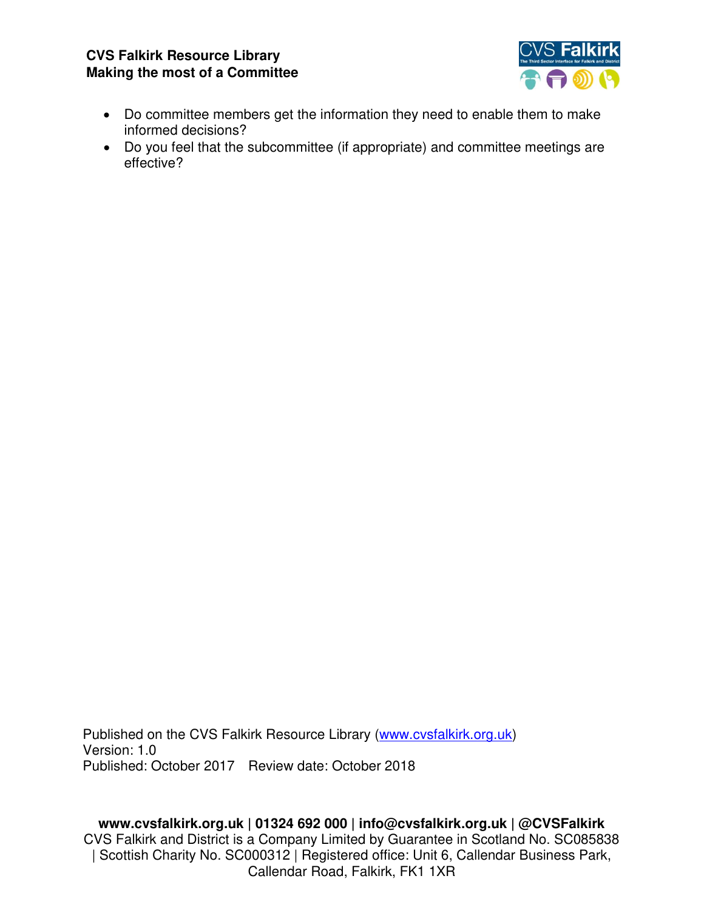- Do committee members get the information they need to enable them to make informed decisions?
- Do you feel that the subcommittee (if appropriate) and committee meetings are effective?

Published on the CVS Falkirk Resource Library (www.cvsfalkirk.org.uk)
Version: 1.0
Published: October 2017 Review date: October 2018

**www.cvsfalkirk.org.uk | 01324 692 000 | info@cvsfalkirk.org.uk | @CVSFalkirk**
CVS Falkirk and District is a Company Limited by Guarantee in Scotland No. SC085838 | Scottish Charity No. SC000312 | Registered office: Unit 6, Callendar Business Park, Callendar Road, Falkirk, FK1 1XR